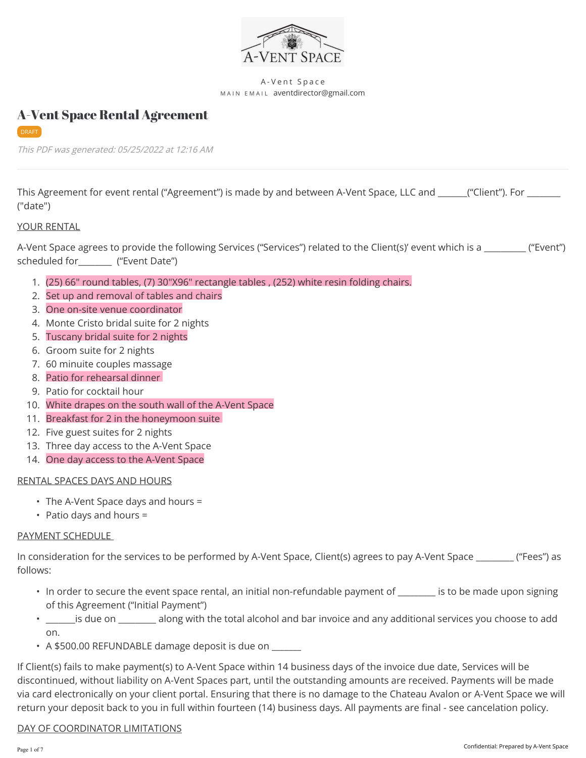A-Vent Space

MAIN EMAIL aventdirector@gmail.com

# A-Vent Space Rental Agreement

DRAFT

*This PDF was generated: 05/25/2022 at 12:16 AM*

---

This Agreement for event rental (“Agreement”) is made by and between A-Vent Space, LLC and ______(“Client”). For _______ ("date")

YOUR RENTAL

A-Vent Space agrees to provide the following Services (“Services”) related to the Client(s)' event which is a _________ (“Event”) scheduled for_______ (“Event Date”)

1. (25) 66" round tables, (7) 30"X96" rectangle tables , (252) white resin folding chairs.
2. Set up and removal of tables and chairs
3. One on-site venue coordinator
4. Monte Cristo bridal suite for 2 nights
5. Tuscany bridal suite for 2 nights
6. Groom suite for 2 nights
7. 60 minuite couples massage
8. Patio for rehearsal dinner
9. Patio for cocktail hour
10. White drapes on the south wall of the A-Vent Space
11. Breakfast for 2 in the honeymoon suite
12. Five guest suites for 2 nights
13. Three day access to the A-Vent Space
14. One day access to the A-Vent Space

RENTAL SPACES DAYS AND HOURS

- The A-Vent Space days and hours =
- Patio days and hours =

PAYMENT SCHEDULE

In consideration for the services to be performed by A-Vent Space, Client(s) agrees to pay A-Vent Space ________ (“Fees”) as follows:

- In order to secure the event space rental, an initial non-refundable payment of ________ is to be made upon signing of this Agreement (“Initial Payment”)
- ______is due on ________ along with the total alcohol and bar invoice and any additional services you choose to add on.
- A $500.00 REFUNDABLE damage deposit is due on _______

If Client(s) fails to make payment(s) to A-Vent Space within 14 business days of the invoice due date, Services will be discontinued, without liability on A-Vent Spaces part, until the outstanding amounts are received. Payments will be made via card electronically on your client portal. Ensuring that there is no damage to the Chateau Avalon or A-Vent Space we will return your deposit back to you in full within fourteen (14) business days. All payments are final - see cancelation policy.

DAY OF COORDINATOR LIMITATIONS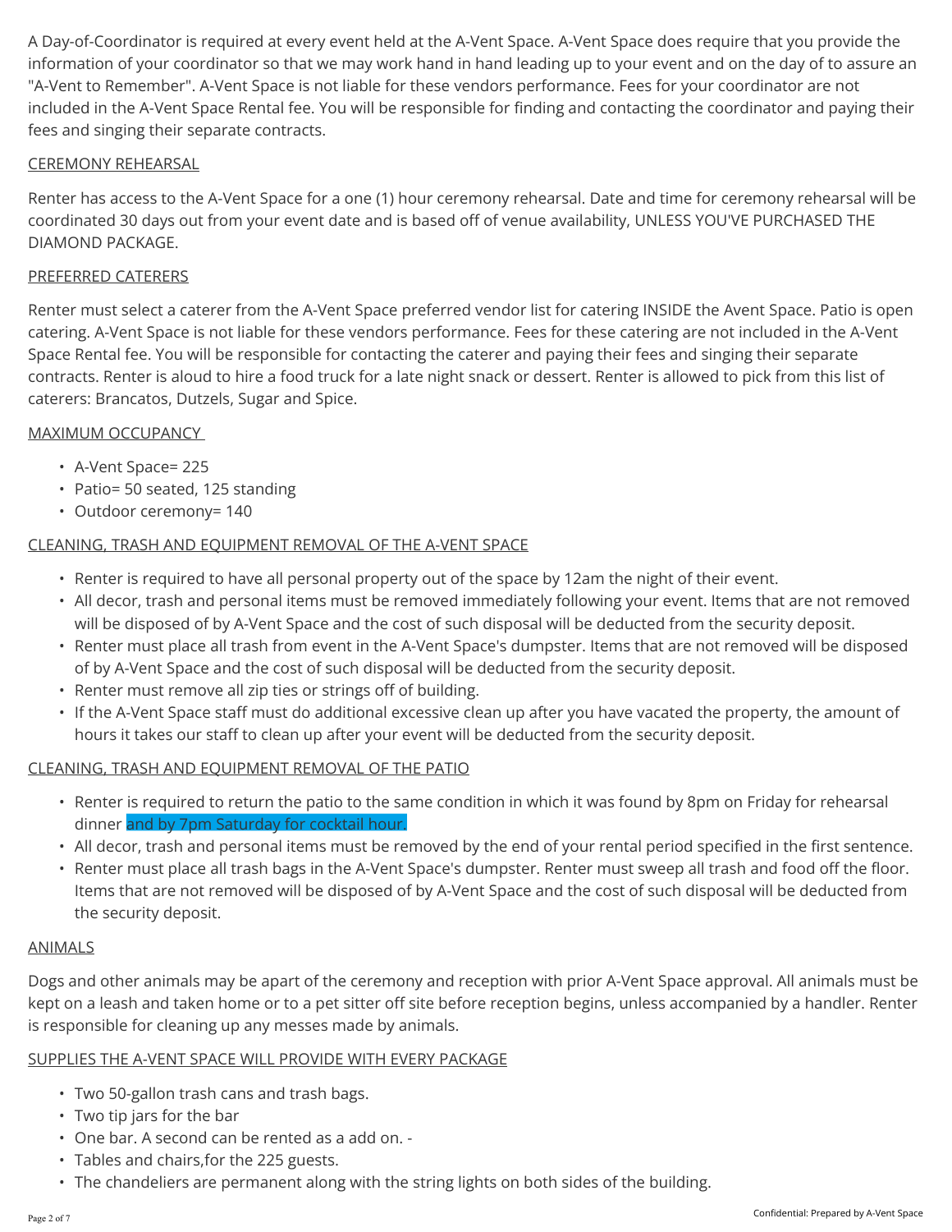A Day-of-Coordinator is required at every event held at the A-Vent Space. A-Vent Space does require that you provide the information of your coordinator so that we may work hand in hand leading up to your event and on the day of to assure an "A-Vent to Remember". A-Vent Space is not liable for these vendors performance. Fees for your coordinator are not included in the A-Vent Space Rental fee. You will be responsible for finding and contacting the coordinator and paying their fees and singing their separate contracts.

<u>CEREMONY REHEARSAL</u>

Renter has access to the A-Vent Space for a one (1) hour ceremony rehearsal. Date and time for ceremony rehearsal will be coordinated 30 days out from your event date and is based off of venue availability, UNLESS YOU'VE PURCHASED THE DIAMOND PACKAGE.

<u>PREFERRED CATERERS</u>

Renter must select a caterer from the A-Vent Space preferred vendor list for catering INSIDE the Avent Space. Patio is open catering. A-Vent Space is not liable for these vendors performance. Fees for these catering are not included in the A-Vent Space Rental fee. You will be responsible for contacting the caterer and paying their fees and singing their separate contracts. Renter is aloud to hire a food truck for a late night snack or dessert. Renter is allowed to pick from this list of caterers: Brancatos, Dutzels, Sugar and Spice.

<u>MAXIMUM OCCUPANCY</u>

- A-Vent Space= 225
- Patio= 50 seated, 125 standing
- Outdoor ceremony= 140

<u>CLEANING, TRASH AND EQUIPMENT REMOVAL OF THE A-VENT SPACE</u>

- Renter is required to have all personal property out of the space by 12am the night of their event.
- All decor, trash and personal items must be removed immediately following your event. Items that are not removed will be disposed of by A-Vent Space and the cost of such disposal will be deducted from the security deposit.
- Renter must place all trash from event in the A-Vent Space's dumpster. Items that are not removed will be disposed of by A-Vent Space and the cost of such disposal will be deducted from the security deposit.
- Renter must remove all zip ties or strings off of building.
- If the A-Vent Space staff must do additional excessive clean up after you have vacated the property, the amount of hours it takes our staff to clean up after your event will be deducted from the security deposit.

<u>CLEANING, TRASH AND EQUIPMENT REMOVAL OF THE PATIO</u>

- Renter is required to return the patio to the same condition in which it was found by 8pm on Friday for rehearsal dinner and by 7pm Saturday for cocktail hour.
- All decor, trash and personal items must be removed by the end of your rental period specified in the first sentence.
- Renter must place all trash bags in the A-Vent Space's dumpster. Renter must sweep all trash and food off the floor. Items that are not removed will be disposed of by A-Vent Space and the cost of such disposal will be deducted from the security deposit.

<u>ANIMALS</u>

Dogs and other animals may be apart of the ceremony and reception with prior A-Vent Space approval. All animals must be kept on a leash and taken home or to a pet sitter off site before reception begins, unless accompanied by a handler. Renter is responsible for cleaning up any messes made by animals.

<u>SUPPLIES THE A-VENT SPACE WILL PROVIDE WITH EVERY PACKAGE</u>

- Two 50-gallon trash cans and trash bags.
- Two tip jars for the bar
- One bar. A second can be rented as a add on. -
- Tables and chairs,for the 225 guests.
- The chandeliers are permanent along with the string lights on both sides of the building.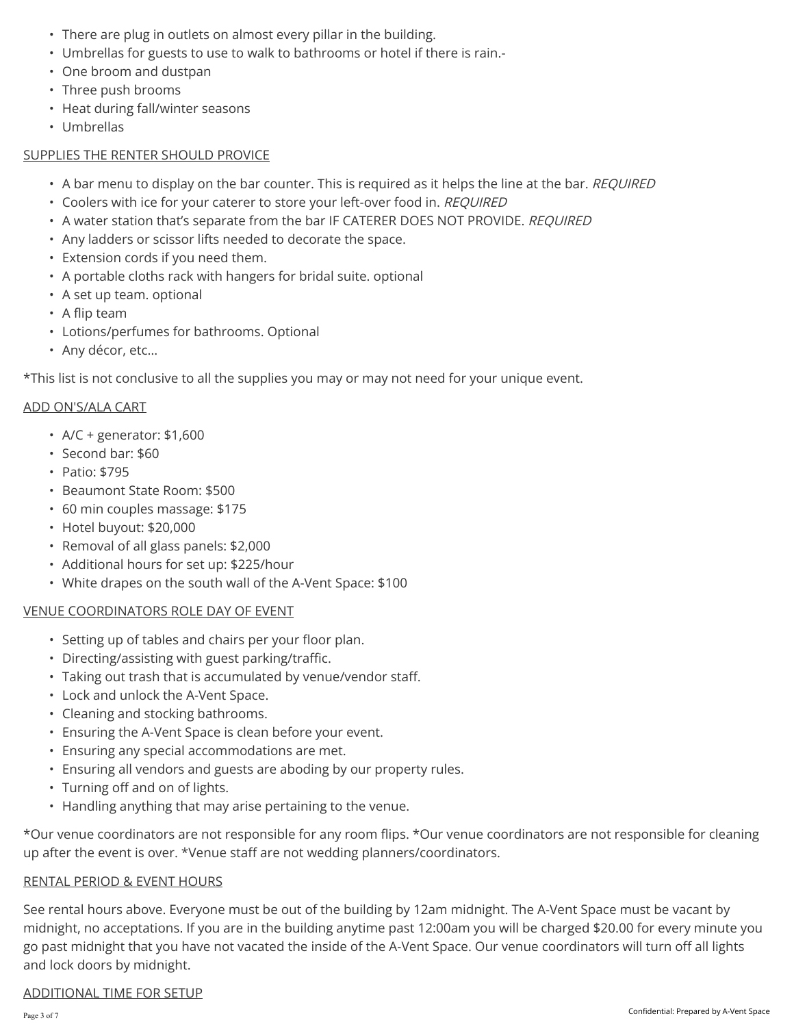- There are plug in outlets on almost every pillar in the building.
- Umbrellas for guests to use to walk to bathrooms or hotel if there is rain.-
- One broom and dustpan
- Three push brooms
- Heat during fall/winter seasons
- Umbrellas

SUPPLIES THE RENTER SHOULD PROVICE

- A bar menu to display on the bar counter. This is required as it helps the line at the bar. *REQUIRED*
- Coolers with ice for your caterer to store your left-over food in. *REQUIRED*
- A water station that's separate from the bar IF CATERER DOES NOT PROVIDE. *REQUIRED*
- Any ladders or scissor lifts needed to decorate the space.
- Extension cords if you need them.
- A portable cloths rack with hangers for bridal suite. optional
- A set up team. optional
- A flip team
- Lotions/perfumes for bathrooms. Optional
- Any décor, etc…

*This list is not conclusive to all the supplies you may or may not need for your unique event.

ADD ON'S/ALA CART

- A/C + generator: $1,600
- Second bar: $60
- Patio: $795
- Beaumont State Room: $500
- 60 min couples massage: $175
- Hotel buyout: $20,000
- Removal of all glass panels: $2,000
- Additional hours for set up: $225/hour
- White drapes on the south wall of the A-Vent Space: $100

VENUE COORDINATORS ROLE DAY OF EVENT

- Setting up of tables and chairs per your floor plan.
- Directing/assisting with guest parking/traffic.
- Taking out trash that is accumulated by venue/vendor staff.
- Lock and unlock the A-Vent Space.
- Cleaning and stocking bathrooms.
- Ensuring the A-Vent Space is clean before your event.
- Ensuring any special accommodations are met.
- Ensuring all vendors and guests are aboding by our property rules.
- Turning off and on of lights.
- Handling anything that may arise pertaining to the venue.

*Our venue coordinators are not responsible for any room flips. *Our venue coordinators are not responsible for cleaning up after the event is over. *Venue staff are not wedding planners/coordinators.

RENTAL PERIOD & EVENT HOURS

See rental hours above. Everyone must be out of the building by 12am midnight. The A-Vent Space must be vacant by midnight, no acceptations. If you are in the building anytime past 12:00am you will be charged $20.00 for every minute you go past midnight that you have not vacated the inside of the A-Vent Space. Our venue coordinators will turn off all lights and lock doors by midnight.

ADDITIONAL TIME FOR SETUP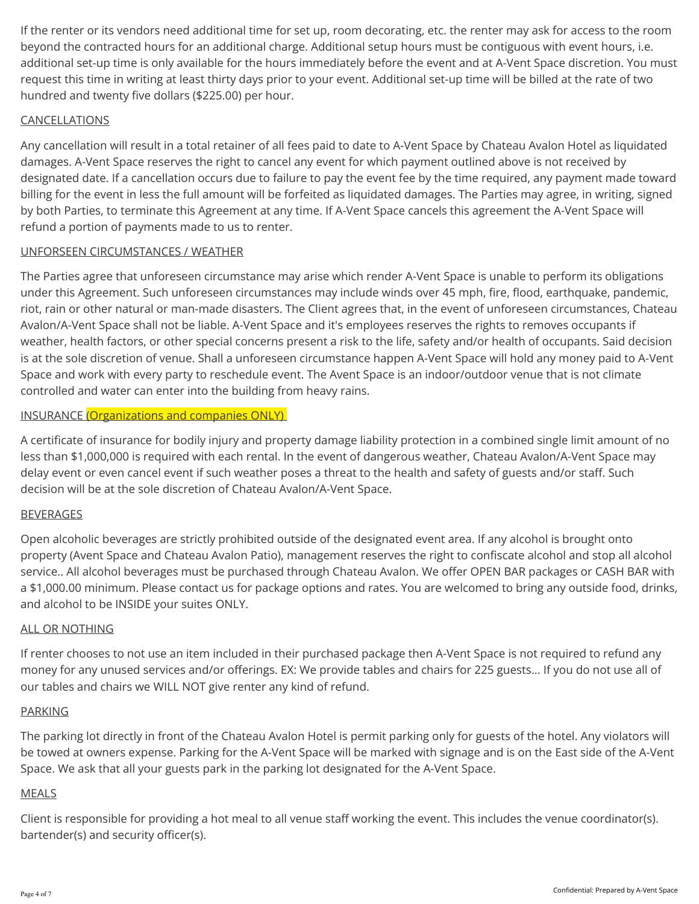If the renter or its vendors need additional time for set up, room decorating, etc. the renter may ask for access to the room beyond the contracted hours for an additional charge. Additional setup hours must be contiguous with event hours, i.e. additional set-up time is only available for the hours immediately before the event and at A-Vent Space discretion. You must request this time in writing at least thirty days prior to your event. Additional set-up time will be billed at the rate of two hundred and twenty five dollars ($225.00) per hour.

<u>CANCELLATIONS</u>

Any cancellation will result in a total retainer of all fees paid to date to A-Vent Space by Chateau Avalon Hotel as liquidated damages. A-Vent Space reserves the right to cancel any event for which payment outlined above is not received by designated date. If a cancellation occurs due to failure to pay the event fee by the time required, any payment made toward billing for the event in less the full amount will be forfeited as liquidated damages. The Parties may agree, in writing, signed by both Parties, to terminate this Agreement at any time. If A-Vent Space cancels this agreement the A-Vent Space will refund a portion of payments made to us to renter.

<u>UNFORSEEN CIRCUMSTANCES / WEATHER</u>

The Parties agree that unforeseen circumstance may arise which render A-Vent Space is unable to perform its obligations under this Agreement. Such unforeseen circumstances may include winds over 45 mph, fire, flood, earthquake, pandemic, riot, rain or other natural or man-made disasters. The Client agrees that, in the event of unforeseen circumstances, Chateau Avalon/A-Vent Space shall not be liable. A-Vent Space and it's employees reserves the rights to removes occupants if weather, health factors, or other special concerns present a risk to the life, safety and/or health of occupants. Said decision is at the sole discretion of venue. Shall a unforeseen circumstance happen A-Vent Space will hold any money paid to A-Vent Space and work with every party to reschedule event. The Avent Space is an indoor/outdoor venue that is not climate controlled and water can enter into the building from heavy rains.

<u>INSURANCE (Organizations and companies ONLY)</u>

A certificate of insurance for bodily injury and property damage liability protection in a combined single limit amount of no less than $1,000,000 is required with each rental. In the event of dangerous weather, Chateau Avalon/A-Vent Space may delay event or even cancel event if such weather poses a threat to the health and safety of guests and/or staff. Such decision will be at the sole discretion of Chateau Avalon/A-Vent Space.

<u>BEVERAGES</u>

Open alcoholic beverages are strictly prohibited outside of the designated event area. If any alcohol is brought onto property (Avent Space and Chateau Avalon Patio), management reserves the right to confiscate alcohol and stop all alcohol service.. All alcohol beverages must be purchased through Chateau Avalon. We offer OPEN BAR packages or CASH BAR with a $1,000.00 minimum. Please contact us for package options and rates. You are welcomed to bring any outside food, drinks, and alcohol to be INSIDE your suites ONLY.

<u>ALL OR NOTHING</u>

If renter chooses to not use an item included in their purchased package then A-Vent Space is not required to refund any money for any unused services and/or offerings. EX: We provide tables and chairs for 225 guests... If you do not use all of our tables and chairs we WILL NOT give renter any kind of refund.

<u>PARKING</u>

The parking lot directly in front of the Chateau Avalon Hotel is permit parking only for guests of the hotel. Any violators will be towed at owners expense. Parking for the A-Vent Space will be marked with signage and is on the East side of the A-Vent Space. We ask that all your guests park in the parking lot designated for the A-Vent Space.

<u>MEALS</u>

Client is responsible for providing a hot meal to all venue staff working the event. This includes the venue coordinator(s). bartender(s) and security officer(s).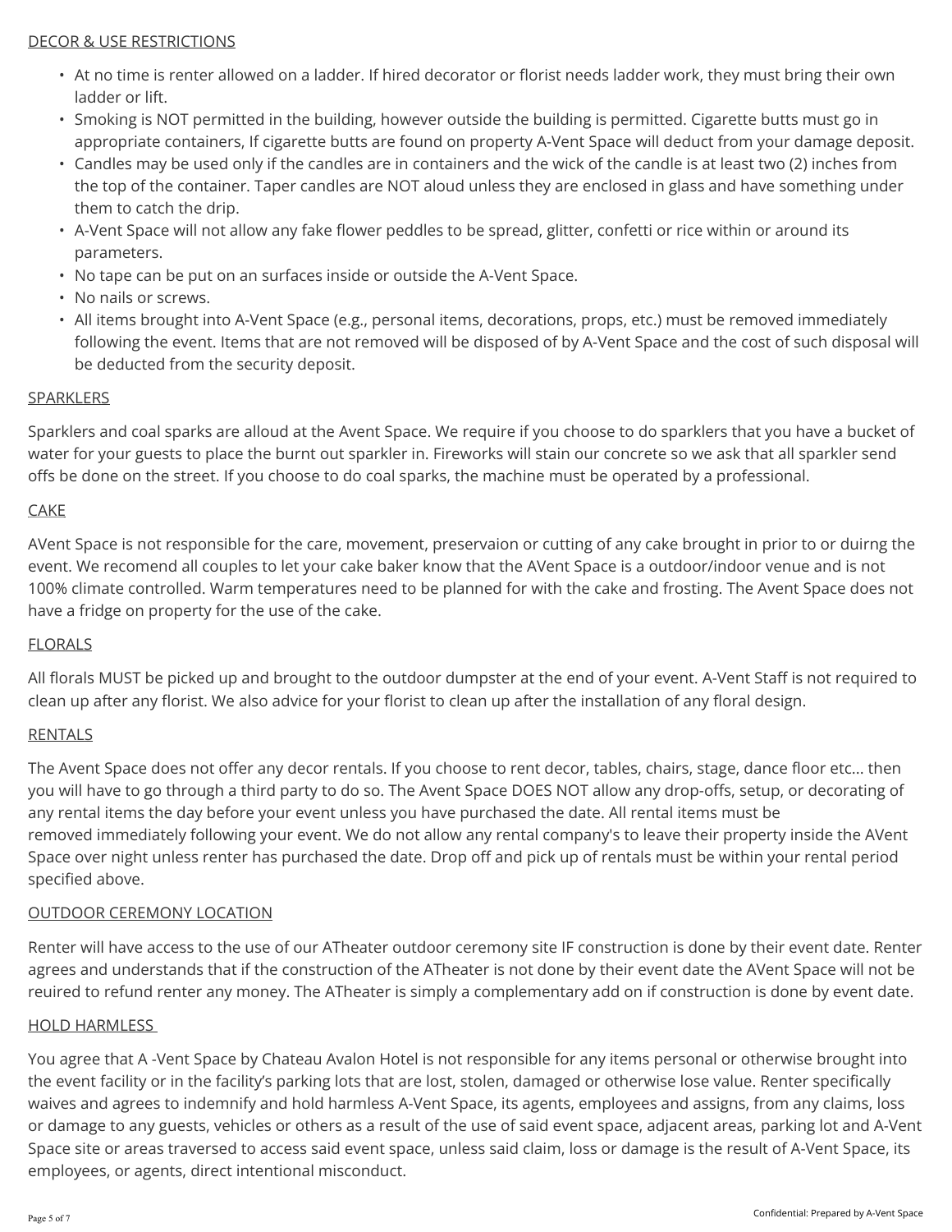DECOR & USE RESTRICTIONS

- At no time is renter allowed on a ladder. If hired decorator or florist needs ladder work, they must bring their own ladder or lift.
- Smoking is NOT permitted in the building, however outside the building is permitted. Cigarette butts must go in appropriate containers, If cigarette butts are found on property A-Vent Space will deduct from your damage deposit.
- Candles may be used only if the candles are in containers and the wick of the candle is at least two (2) inches from the top of the container. Taper candles are NOT aloud unless they are enclosed in glass and have something under them to catch the drip.
- A-Vent Space will not allow any fake flower peddles to be spread, glitter, confetti or rice within or around its parameters.
- No tape can be put on an surfaces inside or outside the A-Vent Space.
- No nails or screws.
- All items brought into A-Vent Space (e.g., personal items, decorations, props, etc.) must be removed immediately following the event. Items that are not removed will be disposed of by A-Vent Space and the cost of such disposal will be deducted from the security deposit.

SPARKLERS

Sparklers and coal sparks are alloud at the Avent Space. We require if you choose to do sparklers that you have a bucket of water for your guests to place the burnt out sparkler in. Fireworks will stain our concrete so we ask that all sparkler send offs be done on the street. If you choose to do coal sparks, the machine must be operated by a professional.

CAKE

AVent Space is not responsible for the care, movement, preservaion or cutting of any cake brought in prior to or duirng the event. We recomend all couples to let your cake baker know that the AVent Space is a outdoor/indoor venue and is not 100% climate controlled. Warm temperatures need to be planned for with the cake and frosting. The Avent Space does not have a fridge on property for the use of the cake.

FLORALS

All florals MUST be picked up and brought to the outdoor dumpster at the end of your event. A-Vent Staff is not required to clean up after any florist. We also advice for your florist to clean up after the installation of any floral design.

RENTALS

The Avent Space does not offer any decor rentals. If you choose to rent decor, tables, chairs, stage, dance floor etc... then you will have to go through a third party to do so. The Avent Space DOES NOT allow any drop-offs, setup, or decorating of any rental items the day before your event unless you have purchased the date. All rental items must be removed immediately following your event. We do not allow any rental company's to leave their property inside the AVent Space over night unless renter has purchased the date. Drop off and pick up of rentals must be within your rental period specified above.

OUTDOOR CEREMONY LOCATION

Renter will have access to the use of our ATheater outdoor ceremony site IF construction is done by their event date. Renter agrees and understands that if the construction of the ATheater is not done by their event date the AVent Space will not be reuired to refund renter any money. The ATheater is simply a complementary add on if construction is done by event date.

HOLD HARMLESS

You agree that A -Vent Space by Chateau Avalon Hotel is not responsible for any items personal or otherwise brought into the event facility or in the facility's parking lots that are lost, stolen, damaged or otherwise lose value. Renter specifically waives and agrees to indemnify and hold harmless A-Vent Space, its agents, employees and assigns, from any claims, loss or damage to any guests, vehicles or others as a result of the use of said event space, adjacent areas, parking lot and A-Vent Space site or areas traversed to access said event space, unless said claim, loss or damage is the result of A-Vent Space, its employees, or agents, direct intentional misconduct.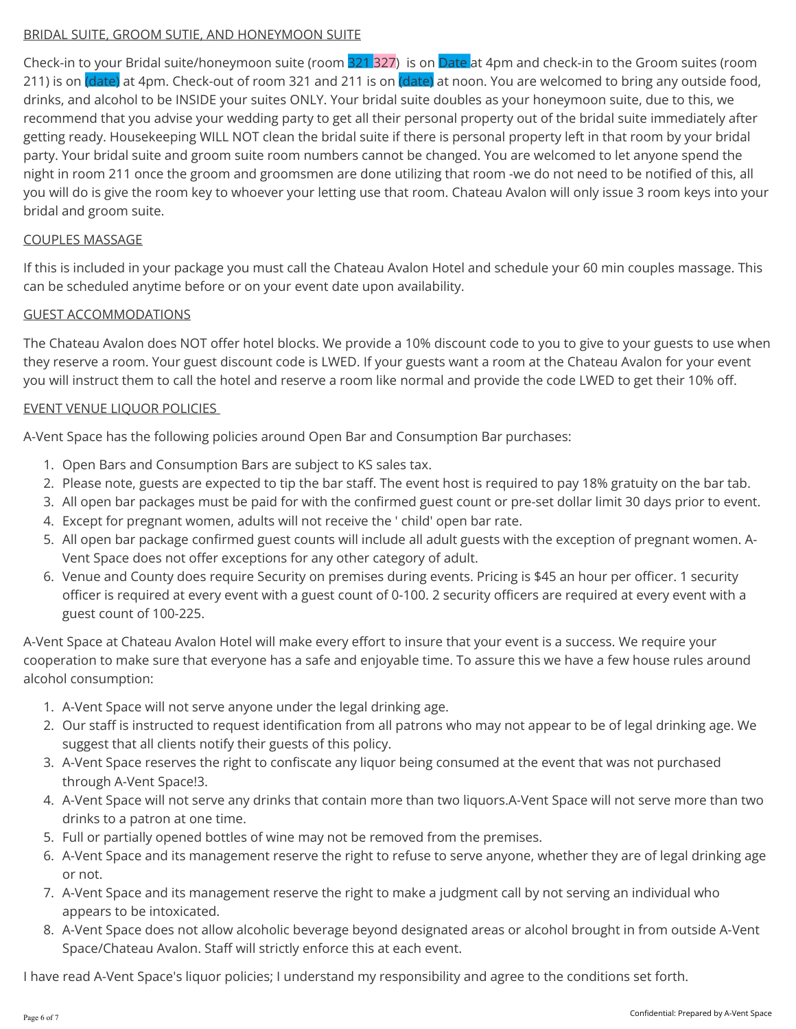BRIDAL SUITE, GROOM SUTIE, AND HONEYMOON SUITE

Check-in to your Bridal suite/honeymoon suite (room 321 327) is on Date at 4pm and check-in to the Groom suites (room 211) is on (date) at 4pm. Check-out of room 321 and 211 is on (date) at noon. You are welcomed to bring any outside food, drinks, and alcohol to be INSIDE your suites ONLY. Your bridal suite doubles as your honeymoon suite, due to this, we recommend that you advise your wedding party to get all their personal property out of the bridal suite immediately after getting ready. Housekeeping WILL NOT clean the bridal suite if there is personal property left in that room by your bridal party. Your bridal suite and groom suite room numbers cannot be changed. You are welcomed to let anyone spend the night in room 211 once the groom and groomsmen are done utilizing that room -we do not need to be notified of this, all you will do is give the room key to whoever your letting use that room. Chateau Avalon will only issue 3 room keys into your bridal and groom suite.

COUPLES MASSAGE

If this is included in your package you must call the Chateau Avalon Hotel and schedule your 60 min couples massage. This can be scheduled anytime before or on your event date upon availability.

GUEST ACCOMMODATIONS

The Chateau Avalon does NOT offer hotel blocks. We provide a 10% discount code to you to give to your guests to use when they reserve a room. Your guest discount code is LWED. If your guests want a room at the Chateau Avalon for your event you will instruct them to call the hotel and reserve a room like normal and provide the code LWED to get their 10% off.

EVENT VENUE LIQUOR POLICIES

A-Vent Space has the following policies around Open Bar and Consumption Bar purchases:

1. Open Bars and Consumption Bars are subject to KS sales tax.
2. Please note, guests are expected to tip the bar staff. The event host is required to pay 18% gratuity on the bar tab.
3. All open bar packages must be paid for with the confirmed guest count or pre-set dollar limit 30 days prior to event.
4. Except for pregnant women, adults will not receive the ' child' open bar rate.
5. All open bar package confirmed guest counts will include all adult guests with the exception of pregnant women. A-Vent Space does not offer exceptions for any other category of adult.
6. Venue and County does require Security on premises during events. Pricing is $45 an hour per officer. 1 security officer is required at every event with a guest count of 0-100. 2 security officers are required at every event with a guest count of 100-225.

A-Vent Space at Chateau Avalon Hotel will make every effort to insure that your event is a success. We require your cooperation to make sure that everyone has a safe and enjoyable time. To assure this we have a few house rules around alcohol consumption:

1. A-Vent Space will not serve anyone under the legal drinking age.
2. Our staff is instructed to request identification from all patrons who may not appear to be of legal drinking age. We suggest that all clients notify their guests of this policy.
3. A-Vent Space reserves the right to confiscate any liquor being consumed at the event that was not purchased through A-Vent Space!3.
4. A-Vent Space will not serve any drinks that contain more than two liquors.A-Vent Space will not serve more than two drinks to a patron at one time.
5. Full or partially opened bottles of wine may not be removed from the premises.
6. A-Vent Space and its management reserve the right to refuse to serve anyone, whether they are of legal drinking age or not.
7. A-Vent Space and its management reserve the right to make a judgment call by not serving an individual who appears to be intoxicated.
8. A-Vent Space does not allow alcoholic beverage beyond designated areas or alcohol brought in from outside A-Vent Space/Chateau Avalon. Staff will strictly enforce this at each event.

I have read A-Vent Space's liquor policies; I understand my responsibility and agree to the conditions set forth.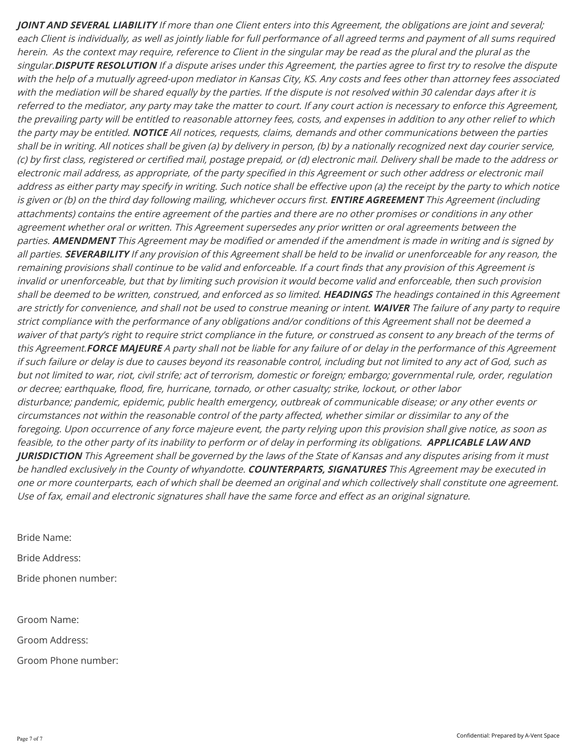***JOINT AND SEVERAL LIABILITY*** *If more than one Client enters into this Agreement, the obligations are joint and several; each Client is individually, as well as jointly liable for full performance of all agreed terms and payment of all sums required herein. As the context may require, reference to Client in the singular may be read as the plural and the plural as the singular.* ***DISPUTE RESOLUTION*** *If a dispute arises under this Agreement, the parties agree to first try to resolve the dispute with the help of a mutually agreed-upon mediator in Kansas City, KS. Any costs and fees other than attorney fees associated with the mediation will be shared equally by the parties. If the dispute is not resolved within 30 calendar days after it is referred to the mediator, any party may take the matter to court. If any court action is necessary to enforce this Agreement, the prevailing party will be entitled to reasonable attorney fees, costs, and expenses in addition to any other relief to which the party may be entitled.* ***NOTICE*** *All notices, requests, claims, demands and other communications between the parties shall be in writing. All notices shall be given (a) by delivery in person, (b) by a nationally recognized next day courier service, (c) by first class, registered or certified mail, postage prepaid, or (d) electronic mail. Delivery shall be made to the address or electronic mail address, as appropriate, of the party specified in this Agreement or such other address or electronic mail address as either party may specify in writing. Such notice shall be effective upon (a) the receipt by the party to which notice is given or (b) on the third day following mailing, whichever occurs first.* ***ENTIRE AGREEMENT*** *This Agreement (including attachments) contains the entire agreement of the parties and there are no other promises or conditions in any other agreement whether oral or written. This Agreement supersedes any prior written or oral agreements between the parties.* ***AMENDMENT*** *This Agreement may be modified or amended if the amendment is made in writing and is signed by all parties.* ***SEVERABILITY*** *If any provision of this Agreement shall be held to be invalid or unenforceable for any reason, the remaining provisions shall continue to be valid and enforceable. If a court finds that any provision of this Agreement is invalid or unenforceable, but that by limiting such provision it would become valid and enforceable, then such provision shall be deemed to be written, construed, and enforced as so limited.* ***HEADINGS*** *The headings contained in this Agreement are strictly for convenience, and shall not be used to construe meaning or intent.* ***WAIVER*** *The failure of any party to require strict compliance with the performance of any obligations and/or conditions of this Agreement shall not be deemed a waiver of that party's right to require strict compliance in the future, or construed as consent to any breach of the terms of this Agreement.* ***FORCE MAJEURE*** *A party shall not be liable for any failure of or delay in the performance of this Agreement if such failure or delay is due to causes beyond its reasonable control, including but not limited to any act of God, such as but not limited to war, riot, civil strife; act of terrorism, domestic or foreign; embargo; governmental rule, order, regulation or decree; earthquake, flood, fire, hurricane, tornado, or other casualty; strike, lockout, or other labor disturbance; pandemic, epidemic, public health emergency, outbreak of communicable disease; or any other events or circumstances not within the reasonable control of the party affected, whether similar or dissimilar to any of the foregoing. Upon occurrence of any force majeure event, the party relying upon this provision shall give notice, as soon as feasible, to the other party of its inability to perform or of delay in performing its obligations.* ***APPLICABLE LAW AND JURISDICTION*** *This Agreement shall be governed by the laws of the State of Kansas and any disputes arising from it must be handled exclusively in the County of whyandotte.* ***COUNTERPARTS, SIGNATURES*** *This Agreement may be executed in one or more counterparts, each of which shall be deemed an original and which collectively shall constitute one agreement. Use of fax, email and electronic signatures shall have the same force and effect as an original signature.*

Bride Name:

Bride Address:

Bride phonen number:

Groom Name:

Groom Address:

Groom Phone number:

Confidential: Prepared by A-Vent Space